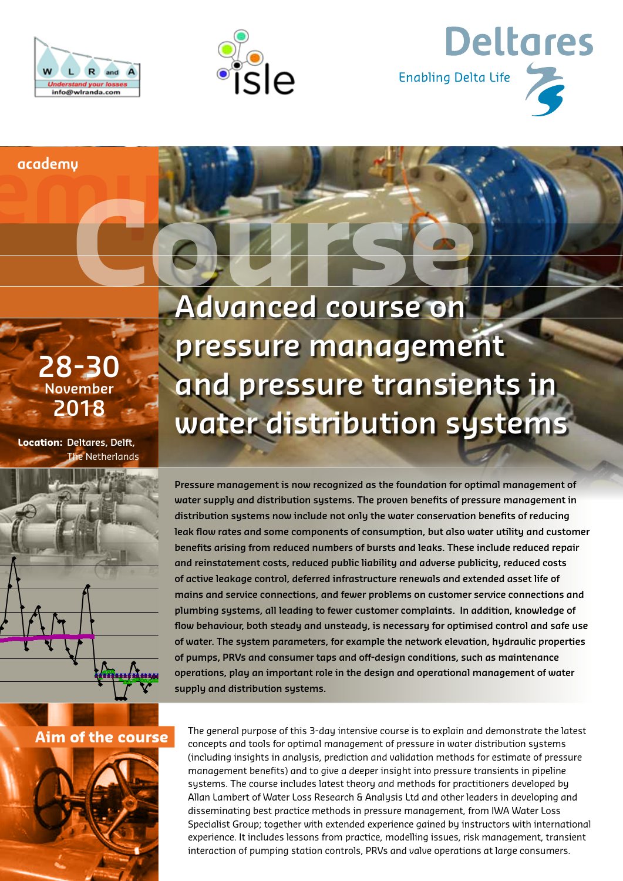WLR and A
Understand your losses
info@wlranda.com

isle

Deltares

Enabling Delta Life

academy

course

# Advanced course on pressure management and pressure transients in water distribution systems

**28-30 November 2018**

**Location:** Deltares, Delft, The Netherlands

**Pressure management is now recognized as the foundation for optimal management of water supply and distribution systems. The proven benefits of pressure management in distribution systems now include not only the water conservation benefits of reducing leak flow rates and some components of consumption, but also water utility and customer benefits arising from reduced numbers of bursts and leaks. These include reduced repair and reinstatement costs, reduced public liability and adverse publicity, reduced costs of active leakage control, deferred infrastructure renewals and extended asset life of mains and service connections, and fewer problems on customer service connections and plumbing systems, all leading to fewer customer complaints. In addition, knowledge of flow behaviour, both steady and unsteady, is necessary for optimised control and safe use of water. The system parameters, for example the network elevation, hydraulic properties of pumps, PRVs and consumer taps and off-design conditions, such as maintenance operations, play an important role in the design and operational management of water supply and distribution systems.**

## Aim of the course

The general purpose of this 3-day intensive course is to explain and demonstrate the latest concepts and tools for optimal management of pressure in water distribution systems (including insights in analysis, prediction and validation methods for estimate of pressure management benefits) and to give a deeper insight into pressure transients in pipeline systems. The course includes latest theory and methods for practitioners developed by Allan Lambert of Water Loss Research & Analysis Ltd and other leaders in developing and disseminating best practice methods in pressure management, from IWA Water Loss Specialist Group; together with extended experience gained by instructors with international experience. It includes lessons from practice, modelling issues, risk management, transient interaction of pumping station controls, PRVs and valve operations at large consumers.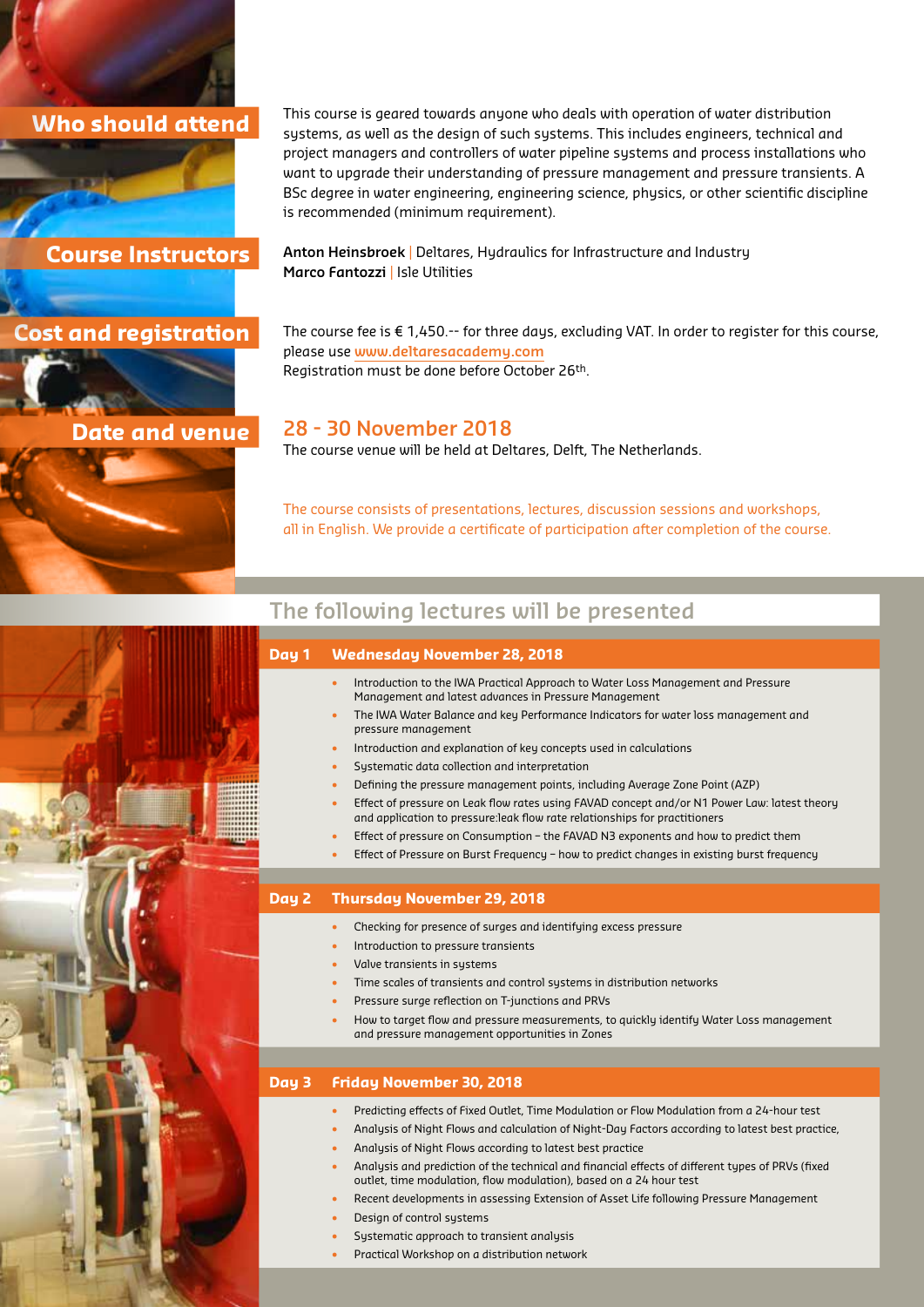## Who should attend

This course is geared towards anyone who deals with operation of water distribution systems, as well as the design of such systems. This includes engineers, technical and project managers and controllers of water pipeline systems and process installations who want to upgrade their understanding of pressure management and pressure transients. A BSc degree in water engineering, engineering science, physics, or other scientific discipline is recommended (minimum requirement).

## Course Instructors

**Anton Heinsbroek** | Deltares, Hydraulics for Infrastructure and Industry
**Marco Fantozzi** | Isle Utilities

## Cost and registration

The course fee is € 1,450.-- for three days, excluding VAT. In order to register for this course, please use www.deltaresacademy.com
Registration must be done before October 26th.

## Date and venue

### 28 - 30 November 2018

The course venue will be held at Deltares, Delft, The Netherlands.

The course consists of presentations, lectures, discussion sessions and workshops, all in English. We provide a certificate of participation after completion of the course.

## The following lectures will be presented

### Day 1 Wednesday November 28, 2018

- Introduction to the IWA Practical Approach to Water Loss Management and Pressure Management and latest advances in Pressure Management
- The IWA Water Balance and key Performance Indicators for water loss management and pressure management
- Introduction and explanation of key concepts used in calculations
- Systematic data collection and interpretation
- Defining the pressure management points, including Average Zone Point (AZP)
- Effect of pressure on Leak flow rates using FAVAD concept and/or N1 Power Law: latest theory and application to pressure:leak flow rate relationships for practitioners
- Effect of pressure on Consumption – the FAVAD N3 exponents and how to predict them
- Effect of Pressure on Burst Frequency – how to predict changes in existing burst frequency

### Day 2 Thursday November 29, 2018

- Checking for presence of surges and identifying excess pressure
- Introduction to pressure transients
- Valve transients in systems
- Time scales of transients and control systems in distribution networks
- Pressure surge reflection on T-junctions and PRVs
- How to target flow and pressure measurements, to quickly identify Water Loss management and pressure management opportunities in Zones

### Day 3 Friday November 30, 2018

- Predicting effects of Fixed Outlet, Time Modulation or Flow Modulation from a 24-hour test
- Analysis of Night Flows and calculation of Night-Day Factors according to latest best practice,
- Analysis of Night Flows according to latest best practice
- Analysis and prediction of the technical and financial effects of different types of PRVs (fixed outlet, time modulation, flow modulation), based on a 24 hour test
- Recent developments in assessing Extension of Asset Life following Pressure Management
- Design of control systems
- Systematic approach to transient analysis
- Practical Workshop on a distribution network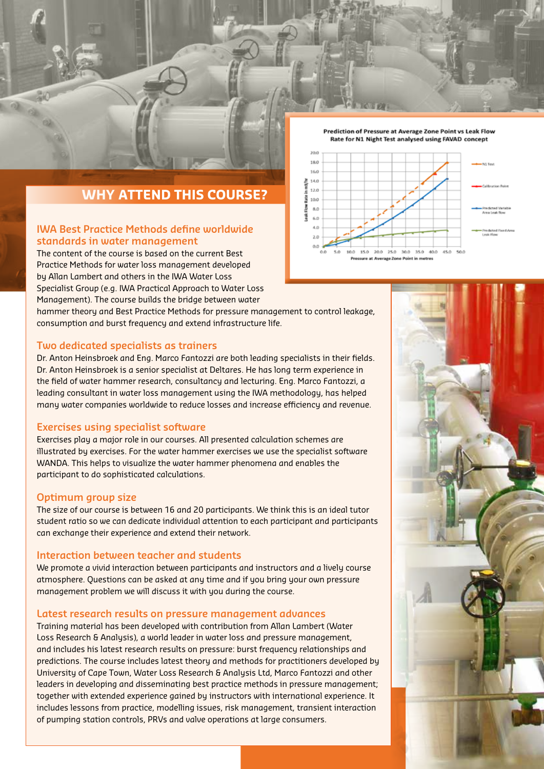## WHY ATTEND THIS COURSE?

### IWA Best Practice Methods define worldwide standards in water management

The content of the course is based on the current Best Practice Methods for water loss management developed by Allan Lambert and others in the IWA Water Loss Specialist Group (e.g. IWA Practical Approach to Water Loss Management). The course builds the bridge between water hammer theory and Best Practice Methods for pressure management to control leakage, consumption and burst frequency and extend infrastructure life.

### Two dedicated specialists as trainers

Dr. Anton Heinsbroek and Eng. Marco Fantozzi are both leading specialists in their fields. Dr. Anton Heinsbroek is a senior specialist at Deltares. He has long term experience in the field of water hammer research, consultancy and lecturing. Eng. Marco Fantozzi, a leading consultant in water loss management using the IWA methodology, has helped many water companies worldwide to reduce losses and increase efficiency and revenue.

### Exercises using specialist software

Exercises play a major role in our courses. All presented calculation schemes are illustrated by exercises. For the water hammer exercises we use the specialist software WANDA. This helps to visualize the water hammer phenomena and enables the participant to do sophisticated calculations.

### Optimum group size

The size of our course is between 16 and 20 participants. We think this is an ideal tutor student ratio so we can dedicate individual attention to each participant and participants can exchange their experience and extend their network.

### Interaction between teacher and students

We promote a vivid interaction between participants and instructors and a lively course atmosphere. Questions can be asked at any time and if you bring your own pressure management problem we will discuss it with you during the course.

### Latest research results on pressure management advances

Training material has been developed with contribution from Allan Lambert (Water Loss Research & Analysis), a world leader in water loss and pressure management, and includes his latest research results on pressure: burst frequency relationships and predictions. The course includes latest theory and methods for practitioners developed by University of Cape Town, Water Loss Research & Analysis Ltd, Marco Fantozzi and other leaders in developing and disseminating best practice methods in pressure management; together with extended experience gained by instructors with international experience. It includes lessons from practice, modelling issues, risk management, transient interaction of pumping station controls, PRVs and valve operations at large consumers.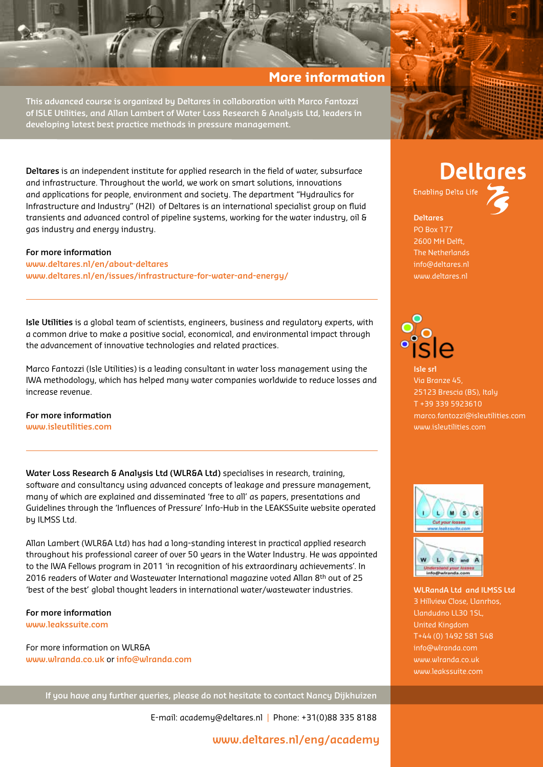## More information

**This advanced course is organized by Deltares in collaboration with Marco Fantozzi of ISLE Utilities, and Allan Lambert of Water Loss Research & Analysis Ltd, leaders in developing latest best practice methods in pressure management.**

**Deltares** is an independent institute for applied research in the field of water, subsurface and infrastructure. Throughout the world, we work on smart solutions, innovations and applications for people, environment and society. The department "Hydraulics for Infrastructure and Industry" (H2I) of Deltares is an international specialist group on fluid transients and advanced control of pipeline systems, working for the water industry, oil & gas industry and energy industry.

**For more information**
www.deltares.nl/en/about-deltares
www.deltares.nl/en/issues/infrastructure-for-water-and-energy/

---

**Isle Utilities** is a global team of scientists, engineers, business and regulatory experts, with a common drive to make a positive social, economical, and environmental impact through the advancement of innovative technologies and related practices.

Marco Fantozzi (Isle Utilities) is a leading consultant in water loss management using the IWA methodology, which has helped many water companies worldwide to reduce losses and increase revenue.

**For more information**
www.isleutilities.com

---

**Water Loss Research & Analysis Ltd (WLR&A Ltd)** specialises in research, training, software and consultancy using advanced concepts of leakage and pressure management, many of which are explained and disseminated 'free to all' as papers, presentations and Guidelines through the 'Influences of Pressure' Info-Hub in the LEAKSSuite website operated by ILMSS Ltd.

Allan Lambert (WLR&A Ltd) has had a long-standing interest in practical applied research throughout his professional career of over 50 years in the Water Industry. He was appointed to the IWA Fellows program in 2011 'in recognition of his extraordinary achievements'. In 2016 readers of Water and Wastewater International magazine voted Allan 8th out of 25 'best of the best' global thought leaders in international water/wastewater industries.

**For more information**
www.leakssuite.com

For more information on WLR&A
www.wlranda.co.uk or info@wlranda.com

---

Deltares
Enabling Delta Life

**Deltares**
PO Box 177
2600 MH Delft,
The Netherlands
info@deltares.nl
www.deltares.nl

**Isle srl**
Via Branze 45,
25123 Brescia (BS), Italy
T +39 339 5923610
marco.fantozzi@isleutilities.com
www.isleutilities.com

**WLRandA Ltd and ILMSS Ltd**
3 Hillview Close, Llanrhos,
Llandudno LL30 1SL,
United Kingdom
T+44 (0) 1492 581 548
info@wlranda.com
www.wlranda.co.uk
www.leakssuite.com

---

**If you have any further queries, please do not hesitate to contact Nancy Dijkhuizen**

E-mail: academy@deltares.nl | Phone: +31(0)88 335 8188

www.deltares.nl/eng/academy